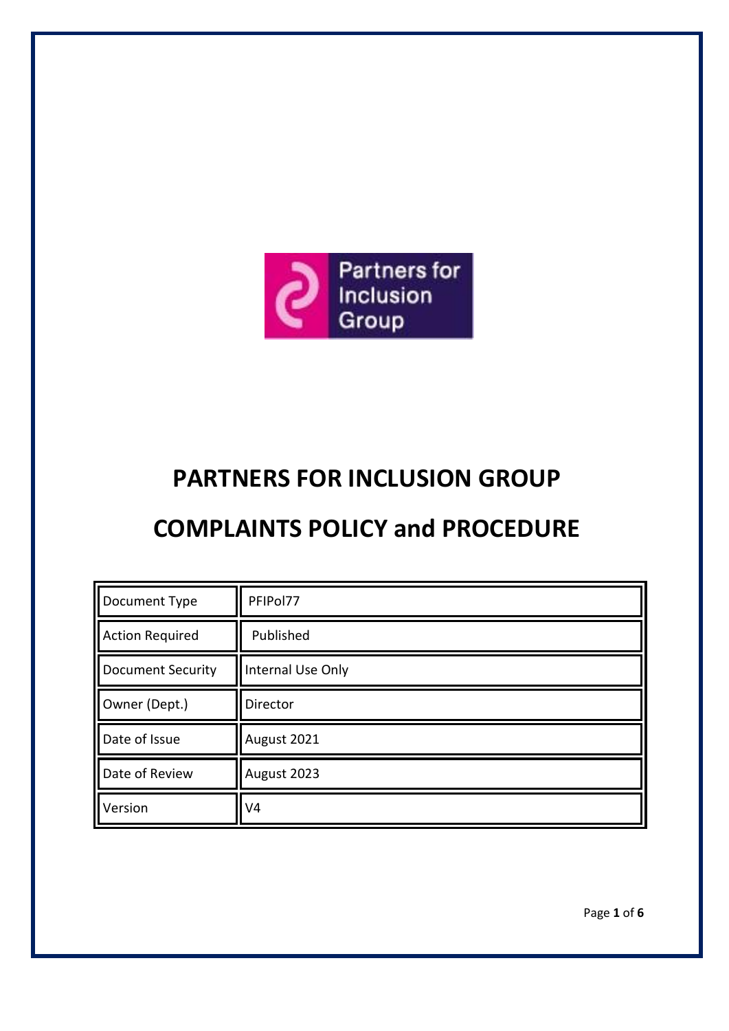# PARTNERS FOR INCLUSION GROUP

# COMPLAINTS POLICY and PROCEDURE

| Document Type | PFIPol77 |
|---|---|
| Action Required | Published |
| Document Security | Internal Use Only |
| Owner (Dept.) | Director |
| Date of Issue | August 2021 |
| Date of Review | August 2023 |
| Version | V4 |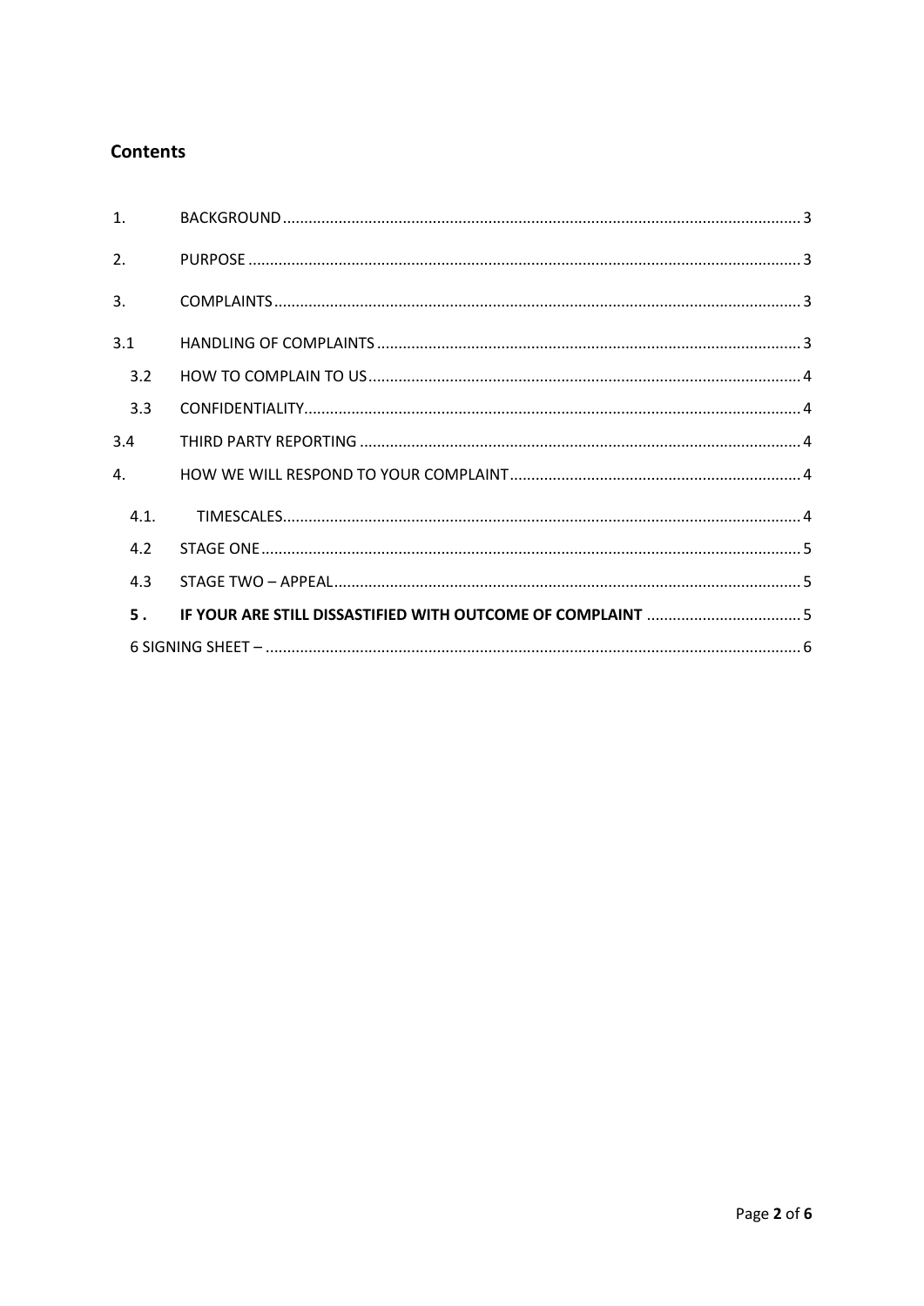## Contents

1. BACKGROUND ........ 3
2. PURPOSE ........ 3
3. COMPLAINTS ........ 3
3.1 HANDLING OF COMPLAINTS ........ 3
   3.2 HOW TO COMPLAIN TO US ........ 4
   3.3 CONFIDENTIALITY ........ 4
3.4 THIRD PARTY REPORTING ........ 4
4. HOW WE WILL RESPOND TO YOUR COMPLAINT ........ 4
   4.1. TIMESCALES ........ 4
   4.2 STAGE ONE ........ 5
   4.3 STAGE TWO – APPEAL ........ 5
   **5 . IF YOUR ARE STILL DISSASTIFIED WITH OUTCOME OF COMPLAINT ........ 5**
   6 SIGNING SHEET – ........ 6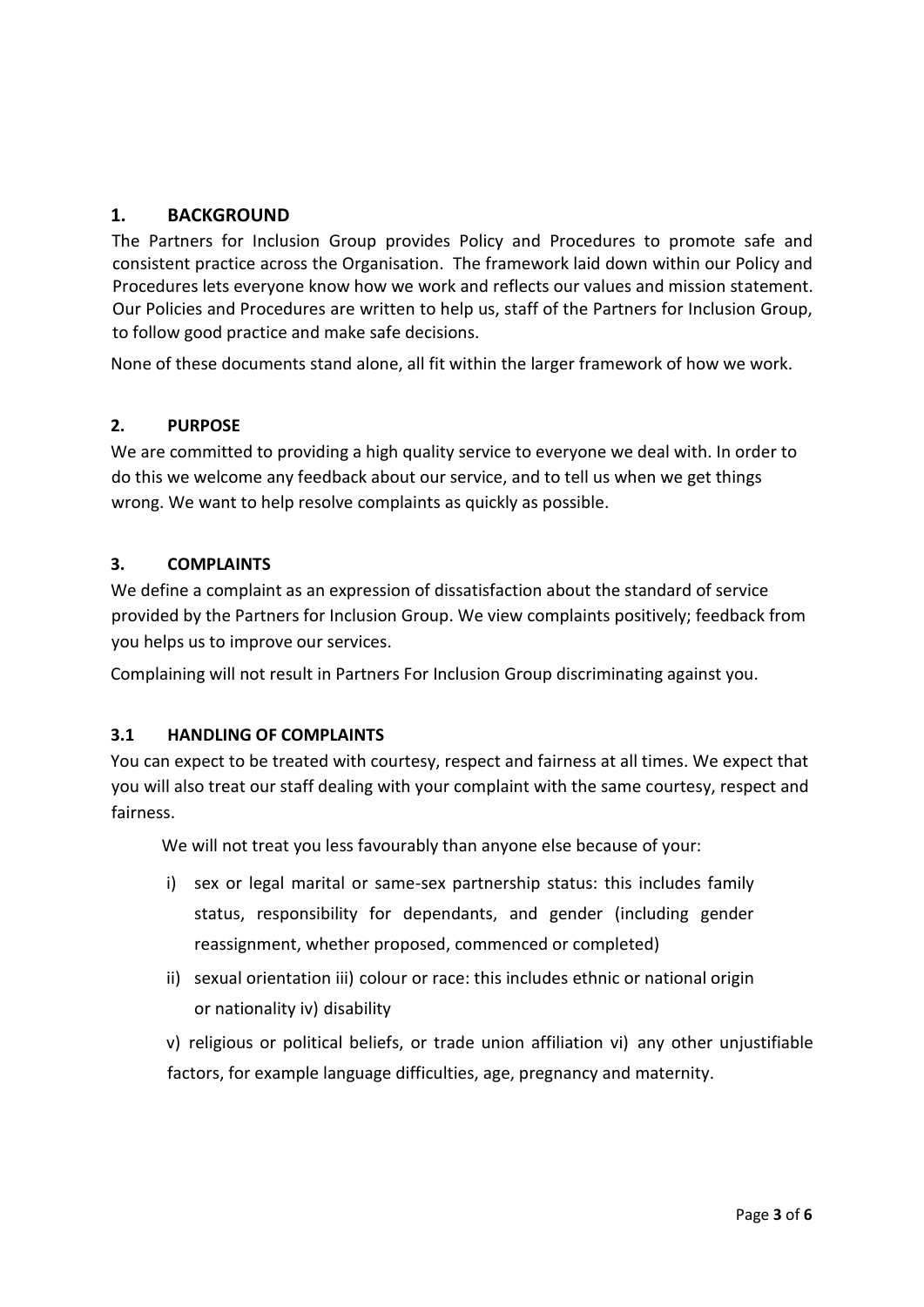## 1. BACKGROUND

The Partners for Inclusion Group provides Policy and Procedures to promote safe and consistent practice across the Organisation. The framework laid down within our Policy and Procedures lets everyone know how we work and reflects our values and mission statement. Our Policies and Procedures are written to help us, staff of the Partners for Inclusion Group, to follow good practice and make safe decisions.

None of these documents stand alone, all fit within the larger framework of how we work.

## 2. PURPOSE

We are committed to providing a high quality service to everyone we deal with. In order to do this we welcome any feedback about our service, and to tell us when we get things wrong. We want to help resolve complaints as quickly as possible.

## 3. COMPLAINTS

We define a complaint as an expression of dissatisfaction about the standard of service provided by the Partners for Inclusion Group. We view complaints positively; feedback from you helps us to improve our services.

Complaining will not result in Partners For Inclusion Group discriminating against you.

### 3.1 HANDLING OF COMPLAINTS

You can expect to be treated with courtesy, respect and fairness at all times. We expect that you will also treat our staff dealing with your complaint with the same courtesy, respect and fairness.

We will not treat you less favourably than anyone else because of your:

i) sex or legal marital or same-sex partnership status: this includes family status, responsibility for dependants, and gender (including gender reassignment, whether proposed, commenced or completed)

ii) sexual orientation iii) colour or race: this includes ethnic or national origin or nationality iv) disability

v) religious or political beliefs, or trade union affiliation vi) any other unjustifiable factors, for example language difficulties, age, pregnancy and maternity.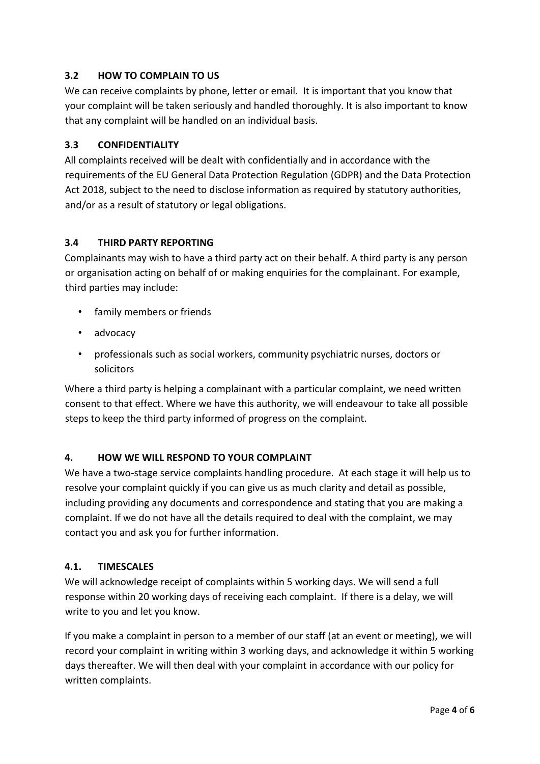### 3.2 HOW TO COMPLAIN TO US

We can receive complaints by phone, letter or email. It is important that you know that your complaint will be taken seriously and handled thoroughly. It is also important to know that any complaint will be handled on an individual basis.

### 3.3 CONFIDENTIALITY

All complaints received will be dealt with confidentially and in accordance with the requirements of the EU General Data Protection Regulation (GDPR) and the Data Protection Act 2018, subject to the need to disclose information as required by statutory authorities, and/or as a result of statutory or legal obligations.

### 3.4 THIRD PARTY REPORTING

Complainants may wish to have a third party act on their behalf. A third party is any person or organisation acting on behalf of or making enquiries for the complainant. For example, third parties may include:

- family members or friends
- advocacy
- professionals such as social workers, community psychiatric nurses, doctors or solicitors

Where a third party is helping a complainant with a particular complaint, we need written consent to that effect. Where we have this authority, we will endeavour to take all possible steps to keep the third party informed of progress on the complaint.

## 4. HOW WE WILL RESPOND TO YOUR COMPLAINT

We have a two-stage service complaints handling procedure. At each stage it will help us to resolve your complaint quickly if you can give us as much clarity and detail as possible, including providing any documents and correspondence and stating that you are making a complaint. If we do not have all the details required to deal with the complaint, we may contact you and ask you for further information.

### 4.1. TIMESCALES

We will acknowledge receipt of complaints within 5 working days. We will send a full response within 20 working days of receiving each complaint. If there is a delay, we will write to you and let you know.

If you make a complaint in person to a member of our staff (at an event or meeting), we will record your complaint in writing within 3 working days, and acknowledge it within 5 working days thereafter. We will then deal with your complaint in accordance with our policy for written complaints.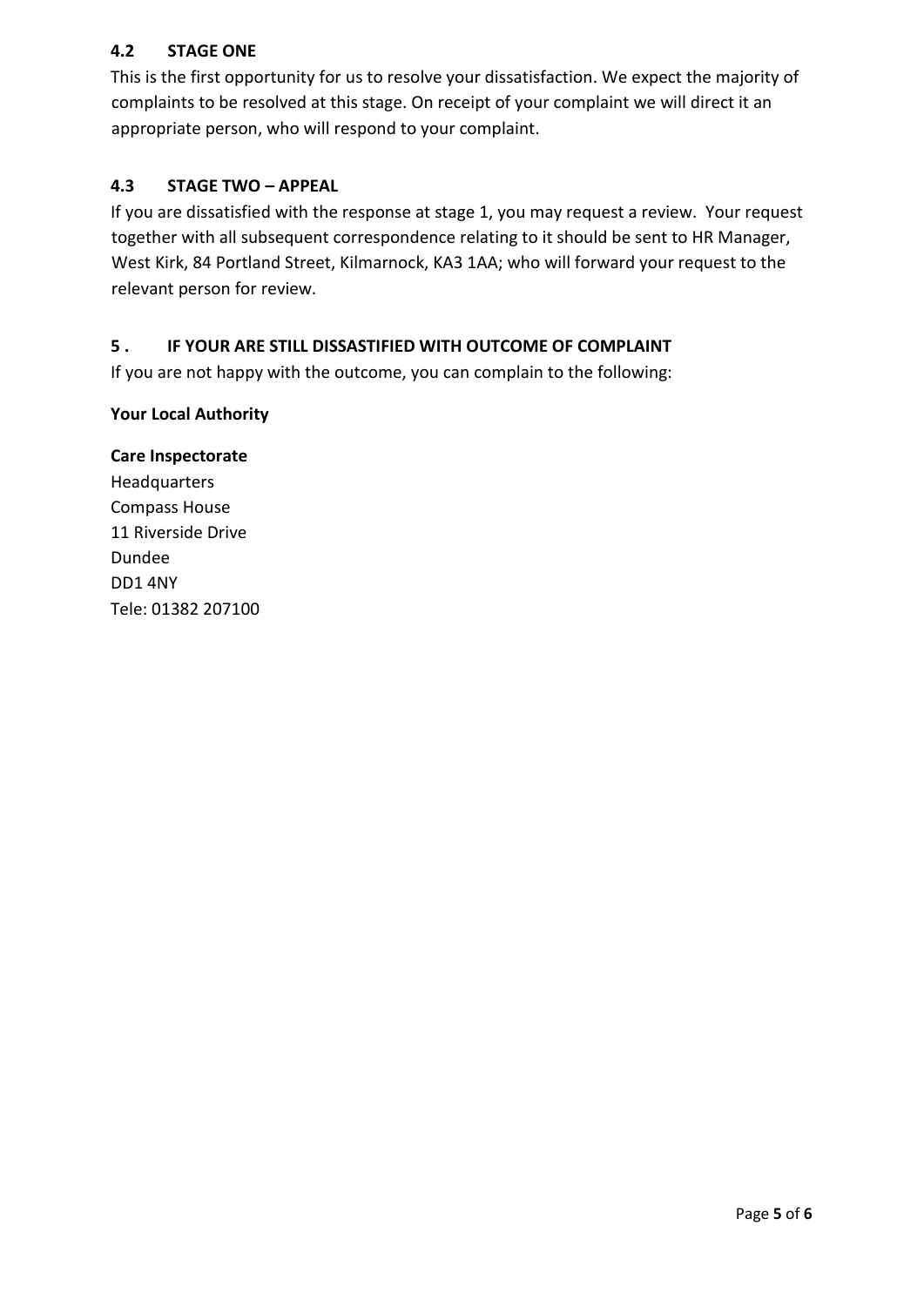### 4.2 STAGE ONE

This is the first opportunity for us to resolve your dissatisfaction. We expect the majority of complaints to be resolved at this stage. On receipt of your complaint we will direct it an appropriate person, who will respond to your complaint.

### 4.3 STAGE TWO – APPEAL

If you are dissatisfied with the response at stage 1, you may request a review. Your request together with all subsequent correspondence relating to it should be sent to HR Manager, West Kirk, 84 Portland Street, Kilmarnock, KA3 1AA; who will forward your request to the relevant person for review.

## 5 . IF YOUR ARE STILL DISSATISFIED WITH OUTCOME OF COMPLAINT

If you are not happy with the outcome, you can complain to the following:

**Your Local Authority**

**Care Inspectorate**
Headquarters
Compass House
11 Riverside Drive
Dundee
DD1 4NY
Tele: 01382 207100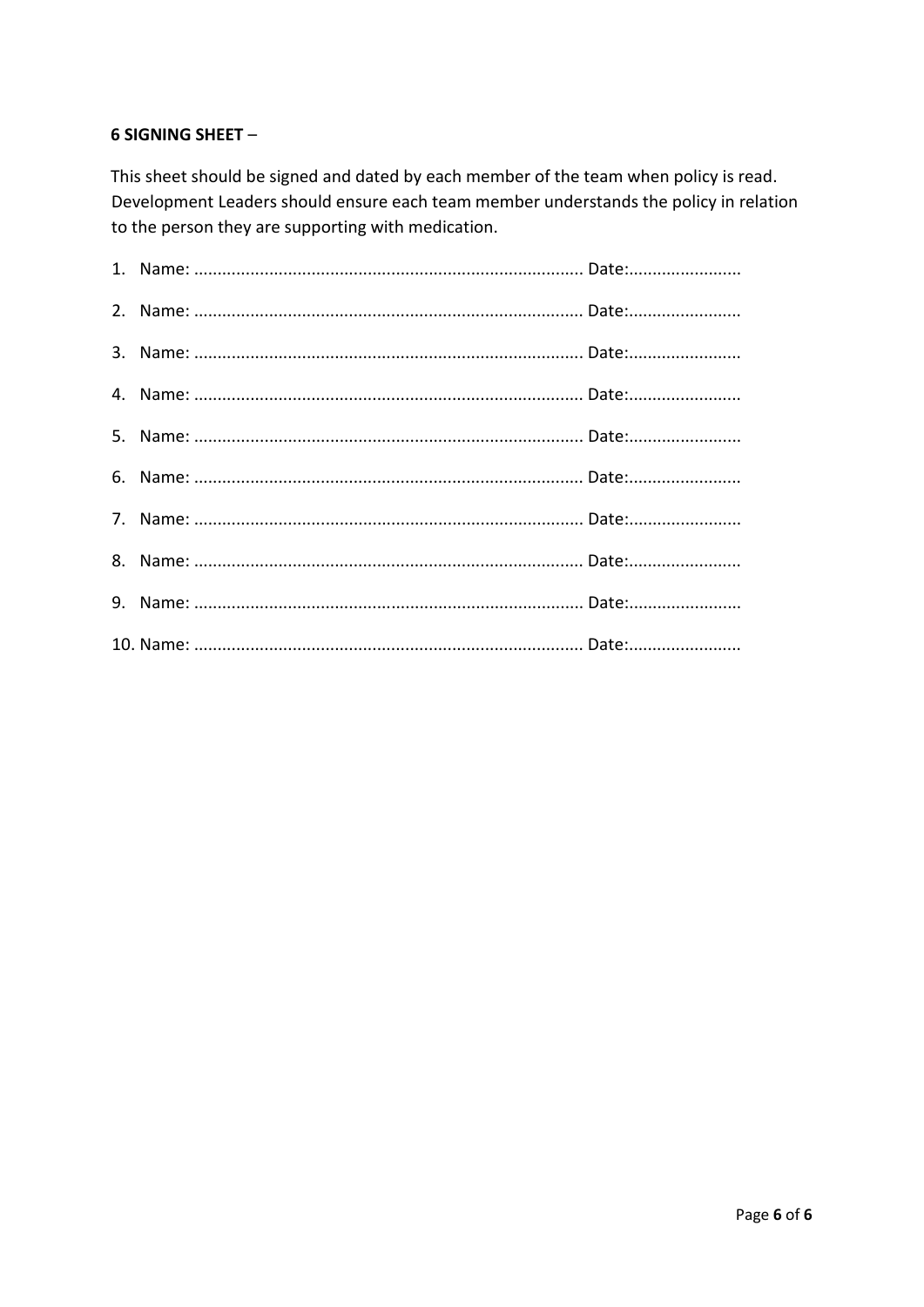**6 SIGNING SHEET** –

This sheet should be signed and dated by each member of the team when policy is read. Development Leaders should ensure each team member understands the policy in relation to the person they are supporting with medication.

1. Name: .................................................................................. Date:........................
2. Name: .................................................................................. Date:........................
3. Name: .................................................................................. Date:........................
4. Name: .................................................................................. Date:........................
5. Name: .................................................................................. Date:........................
6. Name: .................................................................................. Date:........................
7. Name: .................................................................................. Date:........................
8. Name: .................................................................................. Date:........................
9. Name: .................................................................................. Date:........................
10. Name: .................................................................................. Date:........................